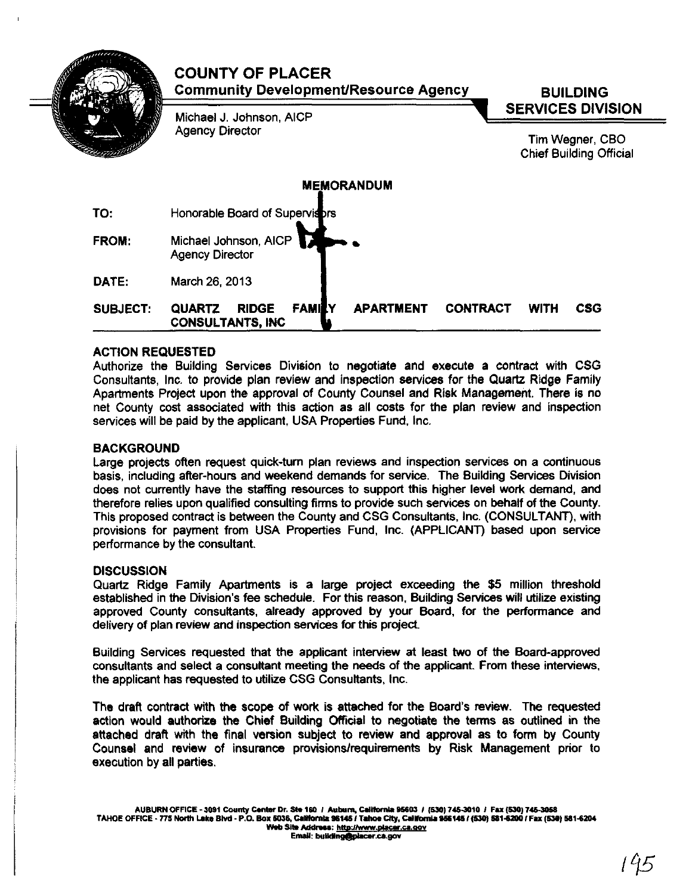# COUNTY OF PLACER

**Community Development/Resource Agency**

Michael J. Johnson, AICP
Agency Director

**BUILDING SERVICES DIVISION**

Tim Wegner, CBO
Chief Building Official

## MEMORANDUM

**TO:** Honorable Board of Supervisors

**FROM:** Michael Johnson, AICP
Agency Director

**DATE:** March 26, 2013

**SUBJECT:** **QUARTZ RIDGE FAMILY APARTMENT CONTRACT WITH CSG CONSULTANTS, INC**

### ACTION REQUESTED

Authorize the Building Services Division to negotiate and execute a contract with CSG Consultants, Inc. to provide plan review and inspection services for the Quartz Ridge Family Apartments Project upon the approval of County Counsel and Risk Management. There is no net County cost associated with this action as all costs for the plan review and inspection services will be paid by the applicant, USA Properties Fund, Inc.

### BACKGROUND

Large projects often request quick-turn plan reviews and inspection services on a continuous basis, including after-hours and weekend demands for service. The Building Services Division does not currently have the staffing resources to support this higher level work demand, and therefore relies upon qualified consulting firms to provide such services on behalf of the County. This proposed contract is between the County and CSG Consultants, Inc. (CONSULTANT), with provisions for payment from USA Properties Fund, Inc. (APPLICANT) based upon service performance by the consultant.

### DISCUSSION

Quartz Ridge Family Apartments is a large project exceeding the $5 million threshold established in the Division's fee schedule. For this reason, Building Services will utilize existing approved County consultants, already approved by your Board, for the performance and delivery of plan review and inspection services for this project.

Building Services requested that the applicant interview at least two of the Board-approved consultants and select a consultant meeting the needs of the applicant. From these interviews, the applicant has requested to utilize CSG Consultants, Inc.

The draft contract with the scope of work is attached for the Board's review. The requested action would authorize the Chief Building Official to negotiate the terms as outlined in the attached draft with the final version subject to review and approval as to form by County Counsel and review of insurance provisions/requirements by Risk Management prior to execution by all parties.

AUBURN OFFICE - 3091 County Center Dr. Ste 160 / Auburn, California 95603 / (530) 745-3010 / Fax (530) 745-3058
TAHOE OFFICE - 775 North Lake Blvd - P.O. Box 5035, California 96145 / Tahoe City, California 956145 / (530) 581-6200 / Fax (530) 581-6204
Web Site Address: http://www.placer.ca.gov
Email: building@placer.ca.gov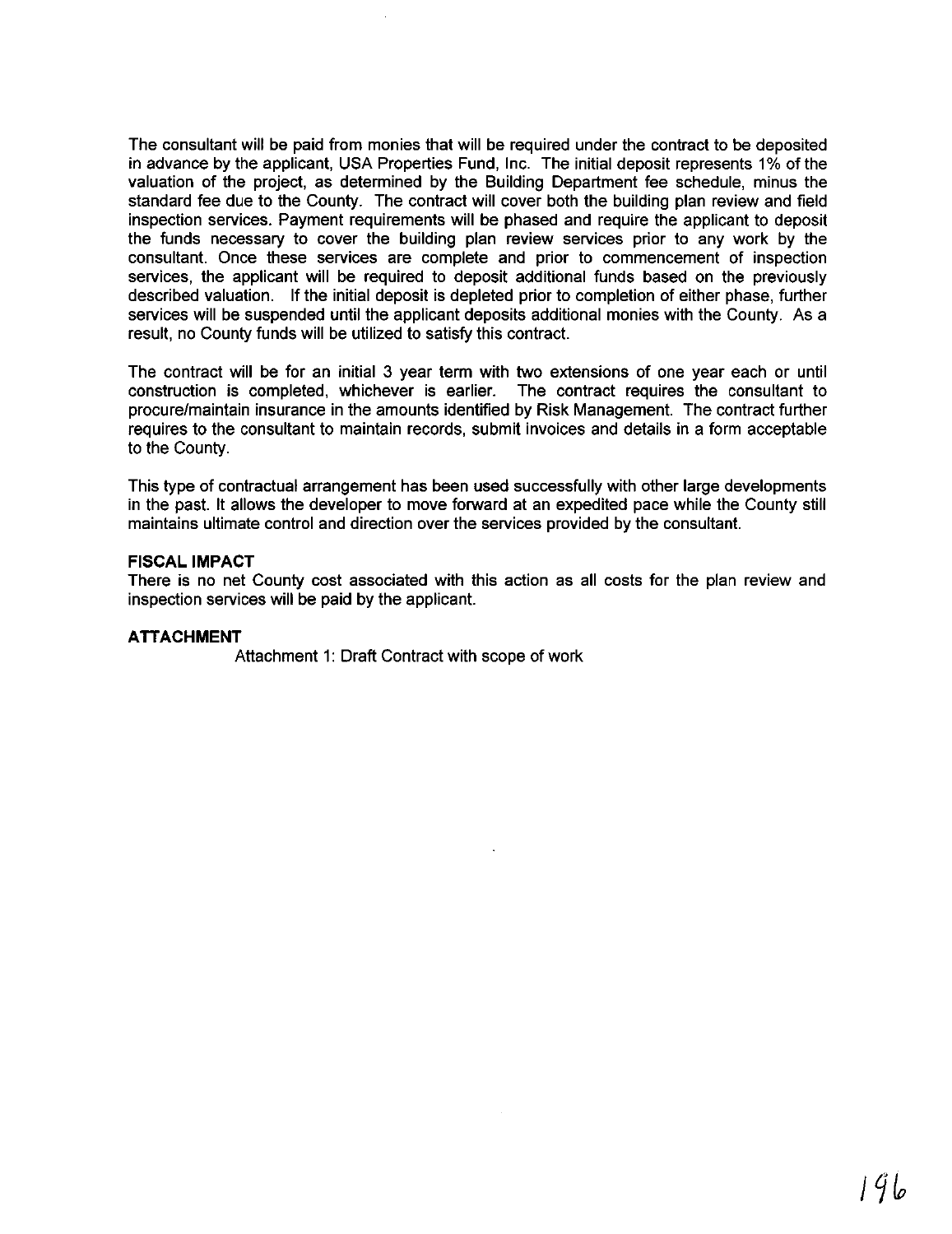The consultant will be paid from monies that will be required under the contract to be deposited in advance by the applicant, USA Properties Fund, Inc. The initial deposit represents 1% of the valuation of the project, as determined by the Building Department fee schedule, minus the standard fee due to the County. The contract will cover both the building plan review and field inspection services. Payment requirements will be phased and require the applicant to deposit the funds necessary to cover the building plan review services prior to any work by the consultant. Once these services are complete and prior to commencement of inspection services, the applicant will be required to deposit additional funds based on the previously described valuation. If the initial deposit is depleted prior to completion of either phase, further services will be suspended until the applicant deposits additional monies with the County. As a result, no County funds will be utilized to satisfy this contract.

The contract will be for an initial 3 year term with two extensions of one year each or until construction is completed, whichever is earlier. The contract requires the consultant to procure/maintain insurance in the amounts identified by Risk Management. The contract further requires to the consultant to maintain records, submit invoices and details in a form acceptable to the County.

This type of contractual arrangement has been used successfully with other large developments in the past. It allows the developer to move forward at an expedited pace while the County still maintains ultimate control and direction over the services provided by the consultant.

**FISCAL IMPACT**

There is no net County cost associated with this action as all costs for the plan review and inspection services will be paid by the applicant.

**ATTACHMENT**

Attachment 1: Draft Contract with scope of work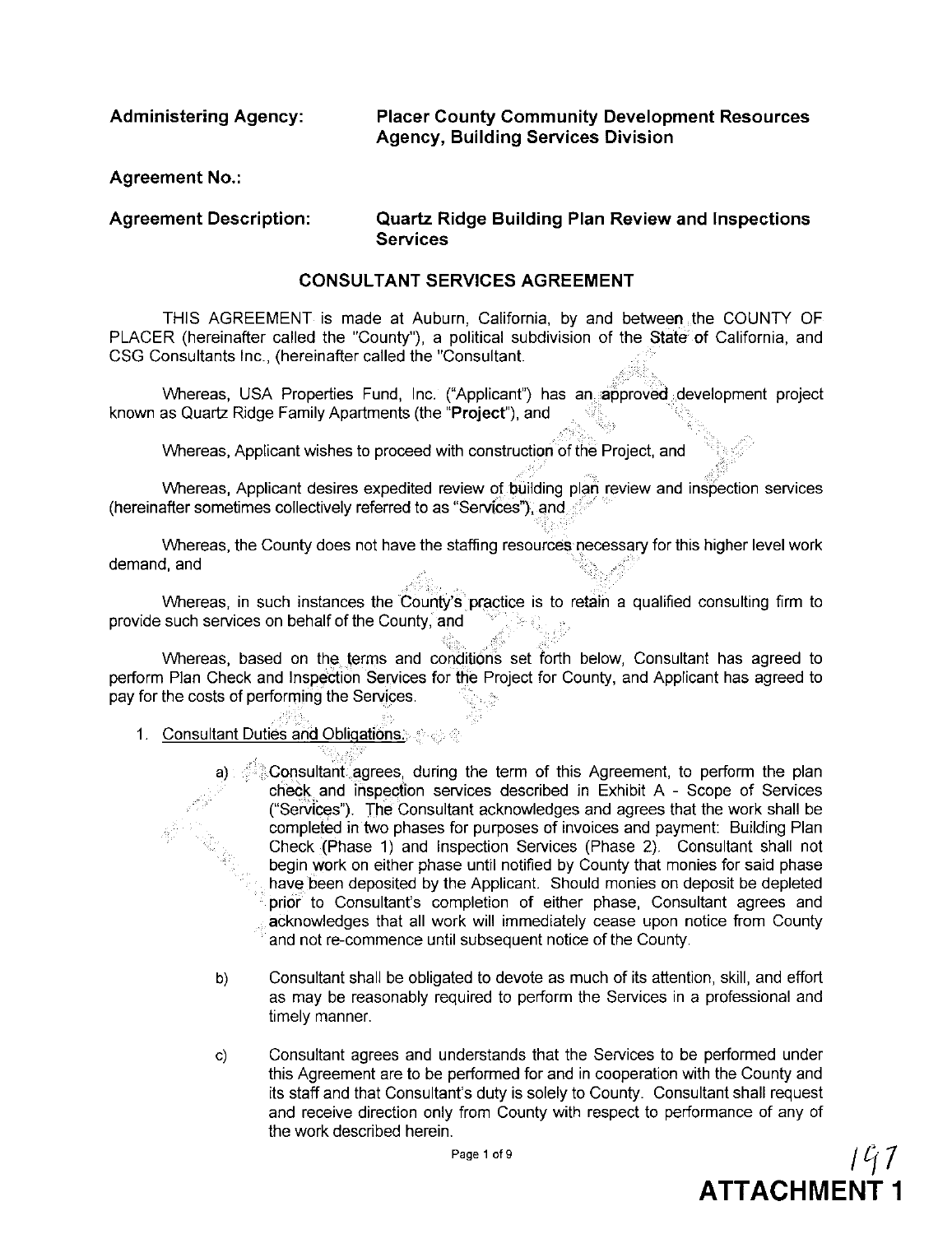**Administering Agency:** **Placer County Community Development Resources Agency, Building Services Division**

**Agreement No.:**

**Agreement Description:** **Quartz Ridge Building Plan Review and Inspections Services**

## CONSULTANT SERVICES AGREEMENT

THIS AGREEMENT is made at Auburn, California, by and between the COUNTY OF PLACER (hereinafter called the "County"), a political subdivision of the State of California, and CSG Consultants Inc., (hereinafter called the "Consultant.

Whereas, USA Properties Fund, Inc. ("Applicant") has an approved development project known as Quartz Ridge Family Apartments (the "**Project**"), and

Whereas, Applicant wishes to proceed with construction of the Project, and

Whereas, Applicant desires expedited review of building plan review and inspection services (hereinafter sometimes collectively referred to as "Services"), and

Whereas, the County does not have the staffing resources necessary for this higher level work demand, and

Whereas, in such instances the County's practice is to retain a qualified consulting firm to provide such services on behalf of the County, and

Whereas, based on the terms and conditions set forth below, Consultant has agreed to perform Plan Check and Inspection Services for the Project for County, and Applicant has agreed to pay for the costs of performing the Services.

1. Consultant Duties and Obligations.

   a) Consultant agrees, during the term of this Agreement, to perform the plan check and inspection services described in Exhibit A - Scope of Services ("Services"). The Consultant acknowledges and agrees that the work shall be completed in two phases for purposes of invoices and payment: Building Plan Check (Phase 1) and Inspection Services (Phase 2). Consultant shall not begin work on either phase until notified by County that monies for said phase have been deposited by the Applicant. Should monies on deposit be depleted prior to Consultant's completion of either phase, Consultant agrees and acknowledges that all work will immediately cease upon notice from County and not re-commence until subsequent notice of the County.

   b) Consultant shall be obligated to devote as much of its attention, skill, and effort as may be reasonably required to perform the Services in a professional and timely manner.

   c) Consultant agrees and understands that the Services to be performed under this Agreement are to be performed for and in cooperation with the County and its staff and that Consultant's duty is solely to County. Consultant shall request and receive direction only from County with respect to performance of any of the work described herein.

**ATTACHMENT 1**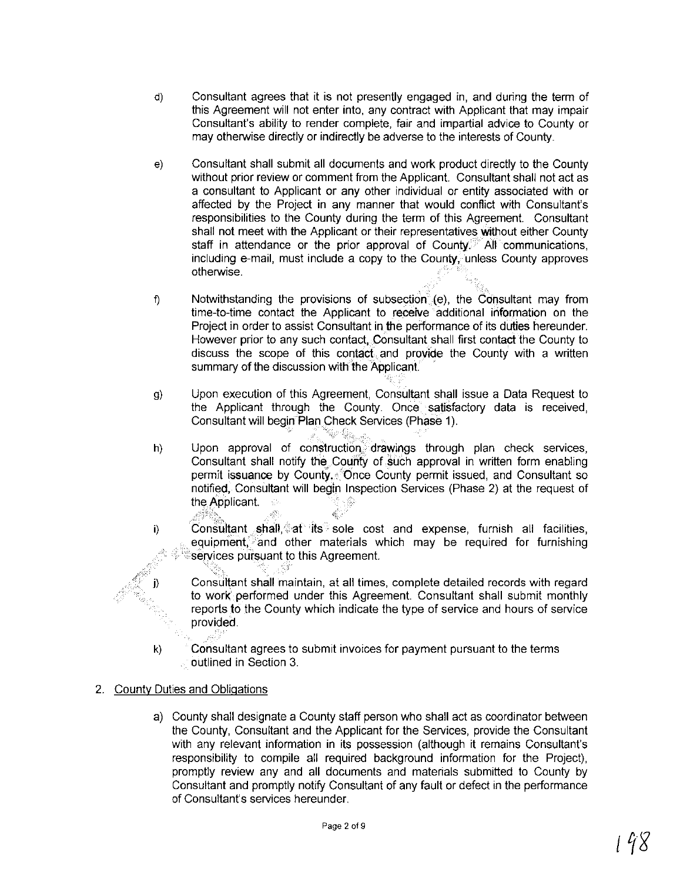d) Consultant agrees that it is not presently engaged in, and during the term of this Agreement will not enter into, any contract with Applicant that may impair Consultant's ability to render complete, fair and impartial advice to County or may otherwise directly or indirectly be adverse to the interests of County.

e) Consultant shall submit all documents and work product directly to the County without prior review or comment from the Applicant. Consultant shall not act as a consultant to Applicant or any other individual or entity associated with or affected by the Project in any manner that would conflict with Consultant's responsibilities to the County during the term of this Agreement. Consultant shall not meet with the Applicant or their representatives without either County staff in attendance or the prior approval of County. All communications, including e-mail, must include a copy to the County, unless County approves otherwise.

f) Notwithstanding the provisions of subsection (e), the Consultant may from time-to-time contact the Applicant to receive additional information on the Project in order to assist Consultant in the performance of its duties hereunder. However prior to any such contact, Consultant shall first contact the County to discuss the scope of this contact and provide the County with a written summary of the discussion with the Applicant.

g) Upon execution of this Agreement, Consultant shall issue a Data Request to the Applicant through the County. Once satisfactory data is received, Consultant will begin Plan Check Services (Phase 1).

h) Upon approval of construction drawings through plan check services, Consultant shall notify the County of such approval in written form enabling permit issuance by County. Once County permit issued, and Consultant so notified, Consultant will begin Inspection Services (Phase 2) at the request of the Applicant.

i) Consultant shall, at its sole cost and expense, furnish all facilities, equipment, and other materials which may be required for furnishing services pursuant to this Agreement.

j) Consultant shall maintain, at all times, complete detailed records with regard to work performed under this Agreement. Consultant shall submit monthly reports to the County which indicate the type of service and hours of service provided.

k) Consultant agrees to submit invoices for payment pursuant to the terms outlined in Section 3.

2. County Duties and Obligations

a) County shall designate a County staff person who shall act as coordinator between the County, Consultant and the Applicant for the Services, provide the Consultant with any relevant information in its possession (although it remains Consultant's responsibility to compile all required background information for the Project), promptly review any and all documents and materials submitted to County by Consultant and promptly notify Consultant of any fault or defect in the performance of Consultant's services hereunder.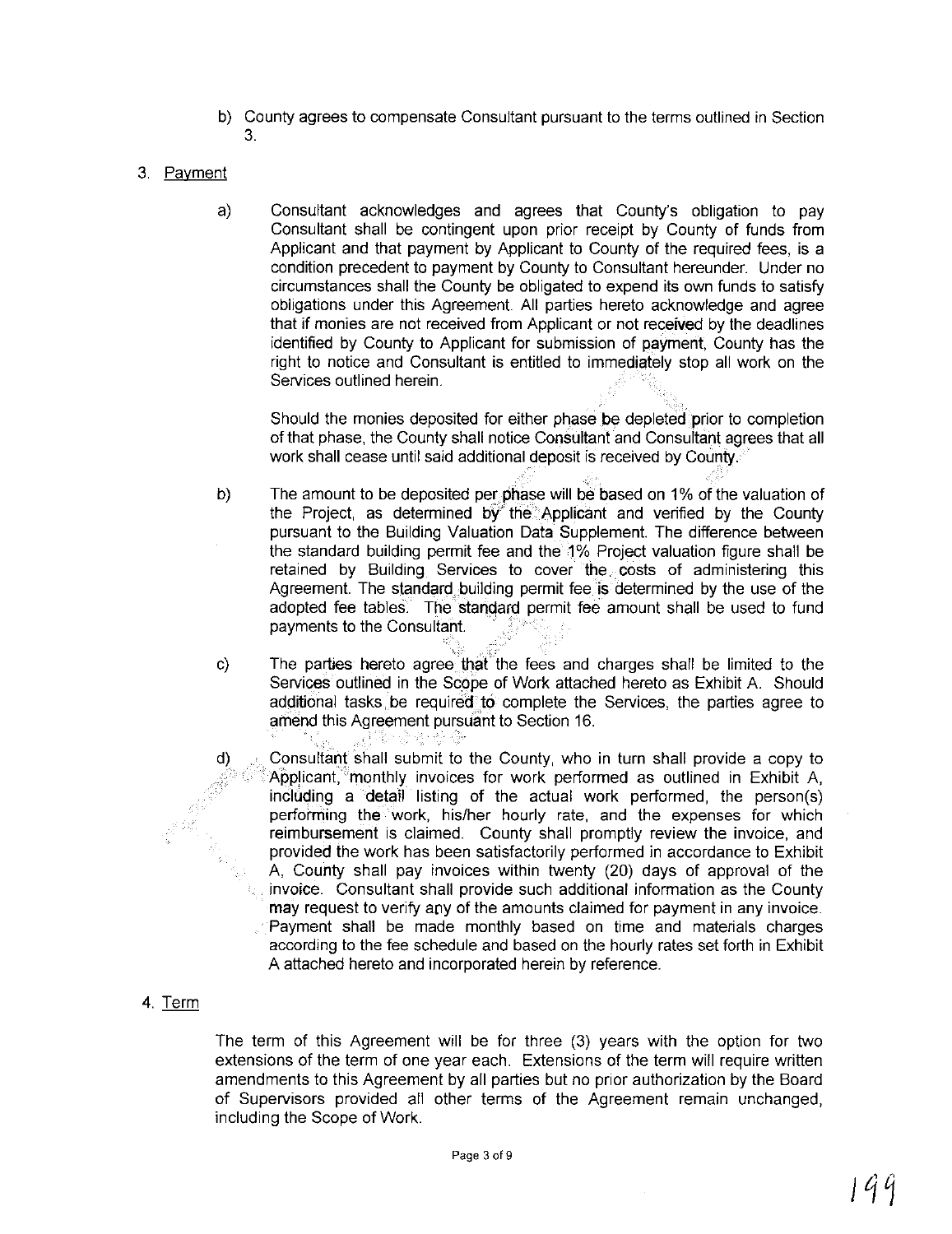b) County agrees to compensate Consultant pursuant to the terms outlined in Section 3.

3. Payment

a) Consultant acknowledges and agrees that County's obligation to pay Consultant shall be contingent upon prior receipt by County of funds from Applicant and that payment by Applicant to County of the required fees, is a condition precedent to payment by County to Consultant hereunder. Under no circumstances shall the County be obligated to expend its own funds to satisfy obligations under this Agreement. All parties hereto acknowledge and agree that if monies are not received from Applicant or not received by the deadlines identified by County to Applicant for submission of payment, County has the right to notice and Consultant is entitled to immediately stop all work on the Services outlined herein.

Should the monies deposited for either phase be depleted prior to completion of that phase, the County shall notice Consultant and Consultant agrees that all work shall cease until said additional deposit is received by County.

b) The amount to be deposited per phase will be based on 1% of the valuation of the Project, as determined by the Applicant and verified by the County pursuant to the Building Valuation Data Supplement. The difference between the standard building permit fee and the 1% Project valuation figure shall be retained by Building Services to cover the costs of administering this Agreement. The standard building permit fee is determined by the use of the adopted fee tables. The standard permit fee amount shall be used to fund payments to the Consultant.

c) The parties hereto agree that the fees and charges shall be limited to the Services outlined in the Scope of Work attached hereto as Exhibit A. Should additional tasks be required to complete the Services, the parties agree to amend this Agreement pursuant to Section 16.

d) Consultant shall submit to the County, who in turn shall provide a copy to Applicant, monthly invoices for work performed as outlined in Exhibit A, including a detail listing of the actual work performed, the person(s) performing the work, his/her hourly rate, and the expenses for which reimbursement is claimed. County shall promptly review the invoice, and provided the work has been satisfactorily performed in accordance to Exhibit A, County shall pay invoices within twenty (20) days of approval of the invoice. Consultant shall provide such additional information as the County may request to verify any of the amounts claimed for payment in any invoice. Payment shall be made monthly based on time and materials charges according to the fee schedule and based on the hourly rates set forth in Exhibit A attached hereto and incorporated herein by reference.

4. Term

The term of this Agreement will be for three (3) years with the option for two extensions of the term of one year each. Extensions of the term will require written amendments to this Agreement by all parties but no prior authorization by the Board of Supervisors provided all other terms of the Agreement remain unchanged, including the Scope of Work.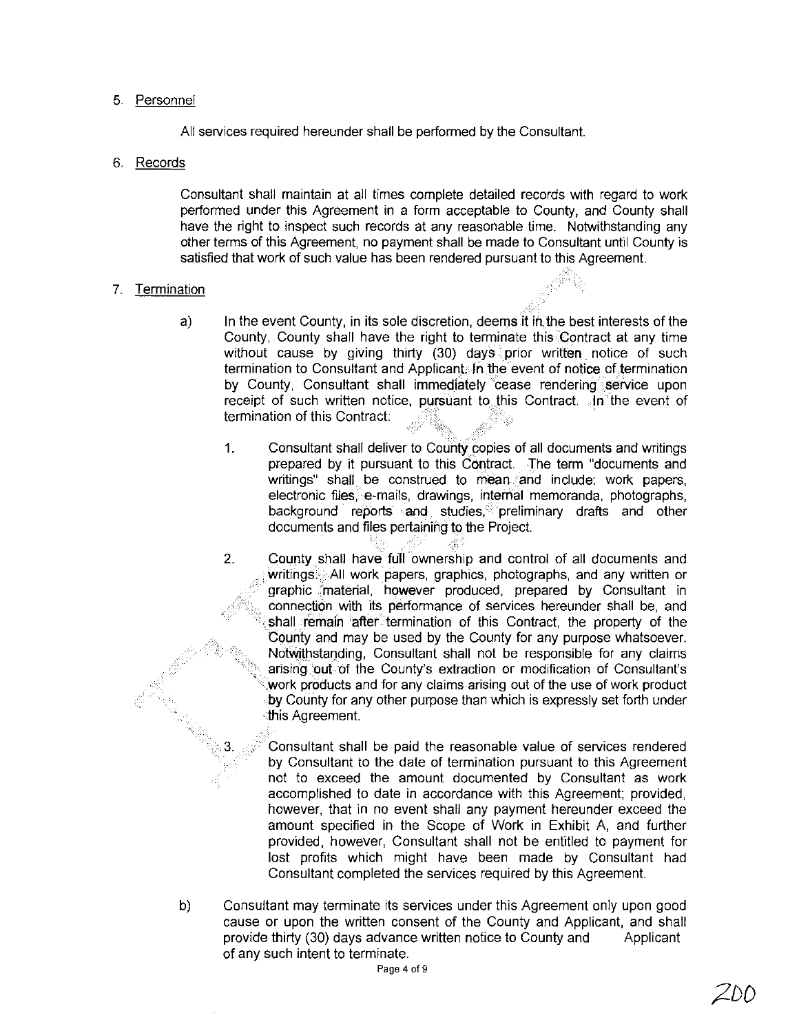5. Personnel

   All services required hereunder shall be performed by the Consultant.

6. Records

   Consultant shall maintain at all times complete detailed records with regard to work performed under this Agreement in a form acceptable to County, and County shall have the right to inspect such records at any reasonable time. Notwithstanding any other terms of this Agreement, no payment shall be made to Consultant until County is satisfied that work of such value has been rendered pursuant to this Agreement.

7. Termination

   a) In the event County, in its sole discretion, deems it in the best interests of the County, County shall have the right to terminate this Contract at any time without cause by giving thirty (30) days prior written notice of such termination to Consultant and Applicant. In the event of notice of termination by County, Consultant shall immediately cease rendering service upon receipt of such written notice, pursuant to this Contract. In the event of termination of this Contract:

      1. Consultant shall deliver to County copies of all documents and writings prepared by it pursuant to this Contract. The term "documents and writings" shall be construed to mean and include: work papers, electronic files, e-mails, drawings, internal memoranda, photographs, background reports and studies, preliminary drafts and other documents and files pertaining to the Project.

      2. County shall have full ownership and control of all documents and writings. All work papers, graphics, photographs, and any written or graphic material, however produced, prepared by Consultant in connection with its performance of services hereunder shall be, and shall remain after termination of this Contract, the property of the County and may be used by the County for any purpose whatsoever. Notwithstanding, Consultant shall not be responsible for any claims arising out of the County's extraction or modification of Consultant's work products and for any claims arising out of the use of work product by County for any other purpose than which is expressly set forth under this Agreement.

      3. Consultant shall be paid the reasonable value of services rendered by Consultant to the date of termination pursuant to this Agreement not to exceed the amount documented by Consultant as work accomplished to date in accordance with this Agreement; provided, however, that in no event shall any payment hereunder exceed the amount specified in the Scope of Work in Exhibit A, and further provided, however, Consultant shall not be entitled to payment for lost profits which might have been made by Consultant had Consultant completed the services required by this Agreement.

   b) Consultant may terminate its services under this Agreement only upon good cause or upon the written consent of the County and Applicant, and shall provide thirty (30) days advance written notice to County and Applicant of any such intent to terminate.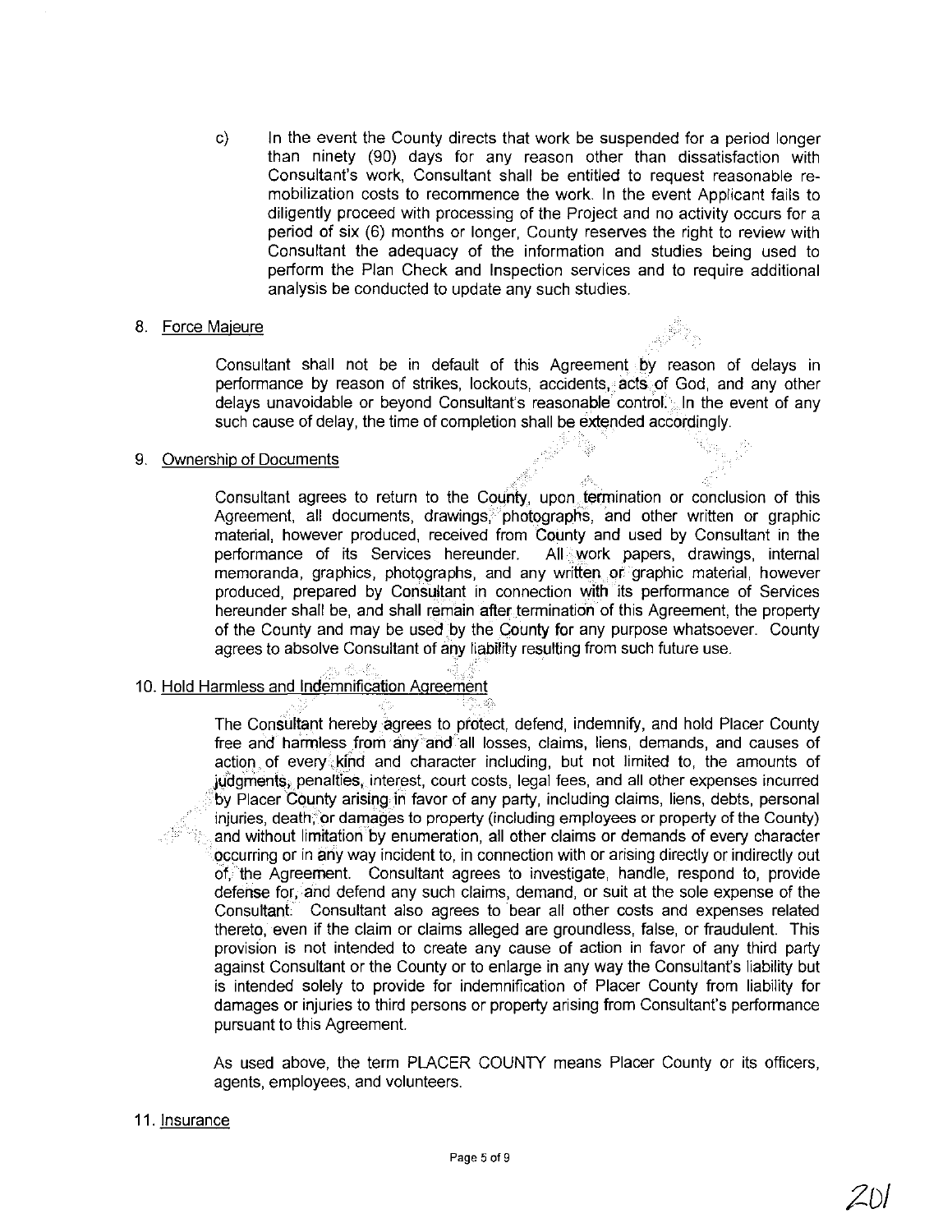c) In the event the County directs that work be suspended for a period longer than ninety (90) days for any reason other than dissatisfaction with Consultant's work, Consultant shall be entitled to request reasonable re-mobilization costs to recommence the work. In the event Applicant fails to diligently proceed with processing of the Project and no activity occurs for a period of six (6) months or longer, County reserves the right to review with Consultant the adequacy of the information and studies being used to perform the Plan Check and Inspection services and to require additional analysis be conducted to update any such studies.

8. Force Majeure

Consultant shall not be in default of this Agreement by reason of delays in performance by reason of strikes, lockouts, accidents, acts of God, and any other delays unavoidable or beyond Consultant's reasonable control. In the event of any such cause of delay, the time of completion shall be extended accordingly.

9. Ownership of Documents

Consultant agrees to return to the County, upon termination or conclusion of this Agreement, all documents, drawings, photographs, and other written or graphic material, however produced, received from County and used by Consultant in the performance of its Services hereunder. All work papers, drawings, internal memoranda, graphics, photographs, and any written or graphic material, however produced, prepared by Consultant in connection with its performance of Services hereunder shall be, and shall remain after termination of this Agreement, the property of the County and may be used by the County for any purpose whatsoever. County agrees to absolve Consultant of any liability resulting from such future use.

10. Hold Harmless and Indemnification Agreement

The Consultant hereby agrees to protect, defend, indemnify, and hold Placer County free and harmless from any and all losses, claims, liens, demands, and causes of action of every kind and character including, but not limited to, the amounts of judgments, penalties, interest, court costs, legal fees, and all other expenses incurred by Placer County arising in favor of any party, including claims, liens, debts, personal injuries, death, or damages to property (including employees or property of the County) and without limitation by enumeration, all other claims or demands of every character occurring or in any way incident to, in connection with or arising directly or indirectly out of, the Agreement. Consultant agrees to investigate, handle, respond to, provide defense for, and defend any such claims, demand, or suit at the sole expense of the Consultant. Consultant also agrees to bear all other costs and expenses related thereto, even if the claim or claims alleged are groundless, false, or fraudulent. This provision is not intended to create any cause of action in favor of any third party against Consultant or the County or to enlarge in any way the Consultant's liability but is intended solely to provide for indemnification of Placer County from liability for damages or injuries to third persons or property arising from Consultant's performance pursuant to this Agreement.

As used above, the term PLACER COUNTY means Placer County or its officers, agents, employees, and volunteers.

11. Insurance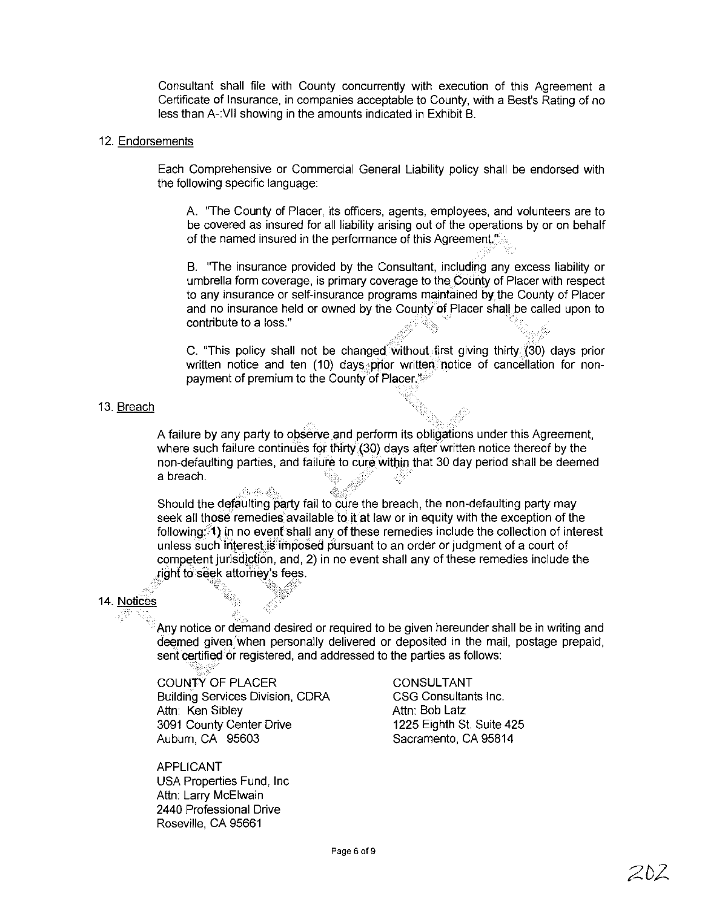Consultant shall file with County concurrently with execution of this Agreement a Certificate of Insurance, in companies acceptable to County, with a Best's Rating of no less than A-:VII showing in the amounts indicated in Exhibit B.

12. Endorsements

Each Comprehensive or Commercial General Liability policy shall be endorsed with the following specific language:

A. "The County of Placer, its officers, agents, employees, and volunteers are to be covered as insured for all liability arising out of the operations by or on behalf of the named insured in the performance of this Agreement."

B. "The insurance provided by the Consultant, including any excess liability or umbrella form coverage, is primary coverage to the County of Placer with respect to any insurance or self-insurance programs maintained by the County of Placer and no insurance held or owned by the County of Placer shall be called upon to contribute to a loss."

C. "This policy shall not be changed without first giving thirty (30) days prior written notice and ten (10) days prior written notice of cancellation for non-payment of premium to the County of Placer."

13. Breach

A failure by any party to observe and perform its obligations under this Agreement, where such failure continues for thirty (30) days after written notice thereof by the non-defaulting parties, and failure to cure within that 30 day period shall be deemed a breach.

Should the defaulting party fail to cure the breach, the non-defaulting party may seek all those remedies available to it at law or in equity with the exception of the following: 1) in no event shall any of these remedies include the collection of interest unless such interest is imposed pursuant to an order or judgment of a court of competent jurisdiction, and, 2) in no event shall any of these remedies include the right to seek attorney's fees.

14. Notices

Any notice or demand desired or required to be given hereunder shall be in writing and deemed given when personally delivered or deposited in the mail, postage prepaid, sent certified or registered, and addressed to the parties as follows:

COUNTY OF PLACER
Building Services Division, CDRA
Attn: Ken Sibley
3091 County Center Drive
Auburn, CA 95603

CONSULTANT
CSG Consultants Inc.
Attn: Bob Latz
1225 Eighth St. Suite 425
Sacramento, CA 95814

APPLICANT
USA Properties Fund, Inc
Attn: Larry McElwain
2440 Professional Drive
Roseville, CA 95661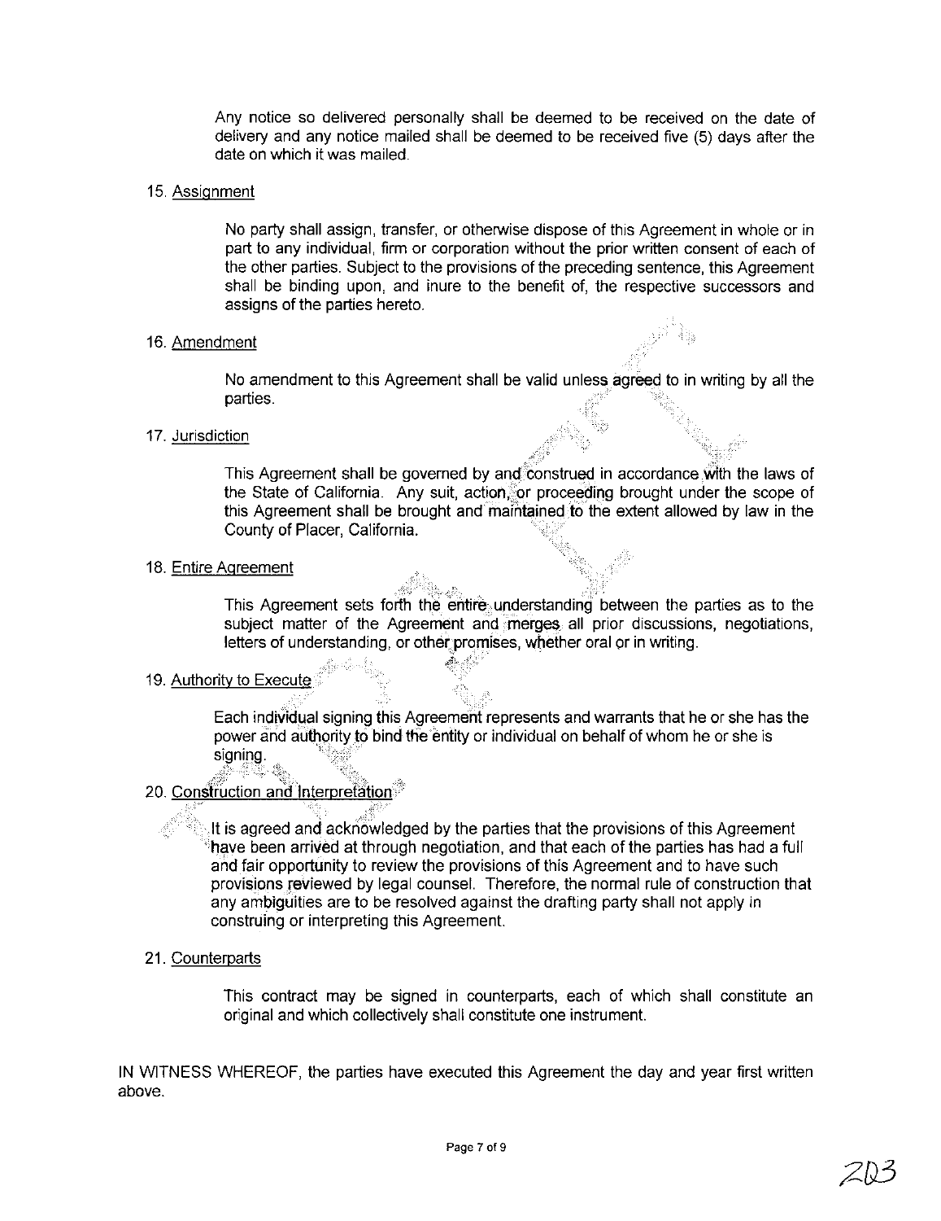Any notice so delivered personally shall be deemed to be received on the date of delivery and any notice mailed shall be deemed to be received five (5) days after the date on which it was mailed.

15. Assignment

No party shall assign, transfer, or otherwise dispose of this Agreement in whole or in part to any individual, firm or corporation without the prior written consent of each of the other parties. Subject to the provisions of the preceding sentence, this Agreement shall be binding upon, and inure to the benefit of, the respective successors and assigns of the parties hereto.

16. Amendment

No amendment to this Agreement shall be valid unless agreed to in writing by all the parties.

17. Jurisdiction

This Agreement shall be governed by and construed in accordance with the laws of the State of California. Any suit, action, or proceeding brought under the scope of this Agreement shall be brought and maintained to the extent allowed by law in the County of Placer, California.

18. Entire Agreement

This Agreement sets forth the entire understanding between the parties as to the subject matter of the Agreement and merges all prior discussions, negotiations, letters of understanding, or other promises, whether oral or in writing.

19. Authority to Execute

Each individual signing this Agreement represents and warrants that he or she has the power and authority to bind the entity or individual on behalf of whom he or she is signing.

20. Construction and Interpretation

It is agreed and acknowledged by the parties that the provisions of this Agreement have been arrived at through negotiation, and that each of the parties has had a full and fair opportunity to review the provisions of this Agreement and to have such provisions reviewed by legal counsel. Therefore, the normal rule of construction that any ambiguities are to be resolved against the drafting party shall not apply in construing or interpreting this Agreement.

21. Counterparts

This contract may be signed in counterparts, each of which shall constitute an original and which collectively shall constitute one instrument.

IN WITNESS WHEREOF, the parties have executed this Agreement the day and year first written above.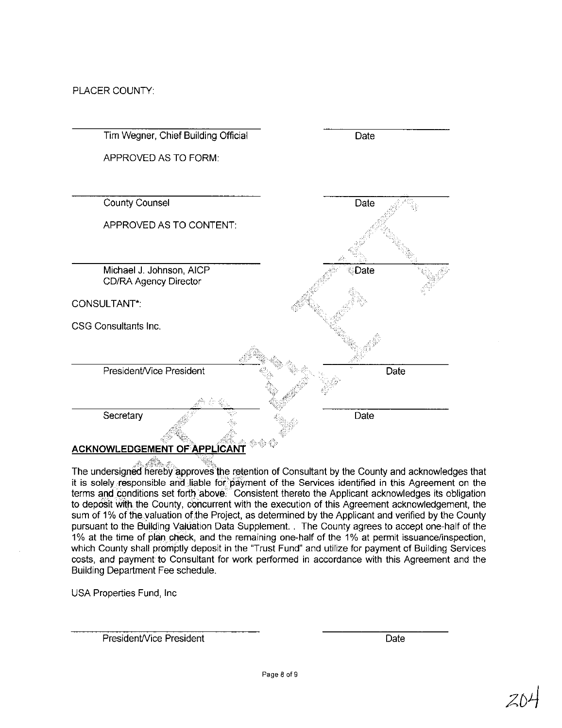PLACER COUNTY:

\_\_\_\_\_\_\_\_\_\_\_\_\_\_\_\_\_\_\_\_\_\_\_\_\_\_\_\_\_\_ \_\_\_\_\_\_\_\_\_\_\_\_\_\_\_\_

Tim Wegner, Chief Building Official — Date

APPROVED AS TO FORM:

\_\_\_\_\_\_\_\_\_\_\_\_\_\_\_\_\_\_\_\_\_\_\_\_\_\_\_\_\_\_ \_\_\_\_\_\_\_\_\_\_\_\_\_\_\_\_

County Counsel — Date

APPROVED AS TO CONTENT:

\_\_\_\_\_\_\_\_\_\_\_\_\_\_\_\_\_\_\_\_\_\_\_\_\_\_\_\_\_\_ \_\_\_\_\_\_\_\_\_\_\_\_\_\_\_\_

Michael J. Johnson, AICP
CD/RA Agency Director — Date

CONSULTANT*:

CSG Consultants Inc.

\_\_\_\_\_\_\_\_\_\_\_\_\_\_\_\_\_\_\_\_\_\_\_\_\_\_\_\_\_\_ \_\_\_\_\_\_\_\_\_\_\_\_\_\_\_\_

President/Vice President — Date

\_\_\_\_\_\_\_\_\_\_\_\_\_\_\_\_\_\_\_\_\_\_\_\_\_\_\_\_\_\_ \_\_\_\_\_\_\_\_\_\_\_\_\_\_\_\_

Secretary — Date

**ACKNOWLEDGEMENT OF APPLICANT**

The undersigned hereby approves the retention of Consultant by the County and acknowledges that it is solely responsible and liable for payment of the Services identified in this Agreement on the terms and conditions set forth above. Consistent thereto the Applicant acknowledges its obligation to deposit with the County, concurrent with the execution of this Agreement acknowledgement, the sum of 1% of the valuation of the Project, as determined by the Applicant and verified by the County pursuant to the Building Valuation Data Supplement. . The County agrees to accept one-half of the 1% at the time of plan check, and the remaining one-half of the 1% at permit issuance/inspection, which County shall promptly deposit in the "Trust Fund" and utilize for payment of Building Services costs, and payment to Consultant for work performed in accordance with this Agreement and the Building Department Fee schedule.

USA Properties Fund, Inc

\_\_\_\_\_\_\_\_\_\_\_\_\_\_\_\_\_\_\_\_\_\_\_\_\_\_\_\_\_\_ \_\_\_\_\_\_\_\_\_\_\_\_\_\_\_\_

President/Vice President — Date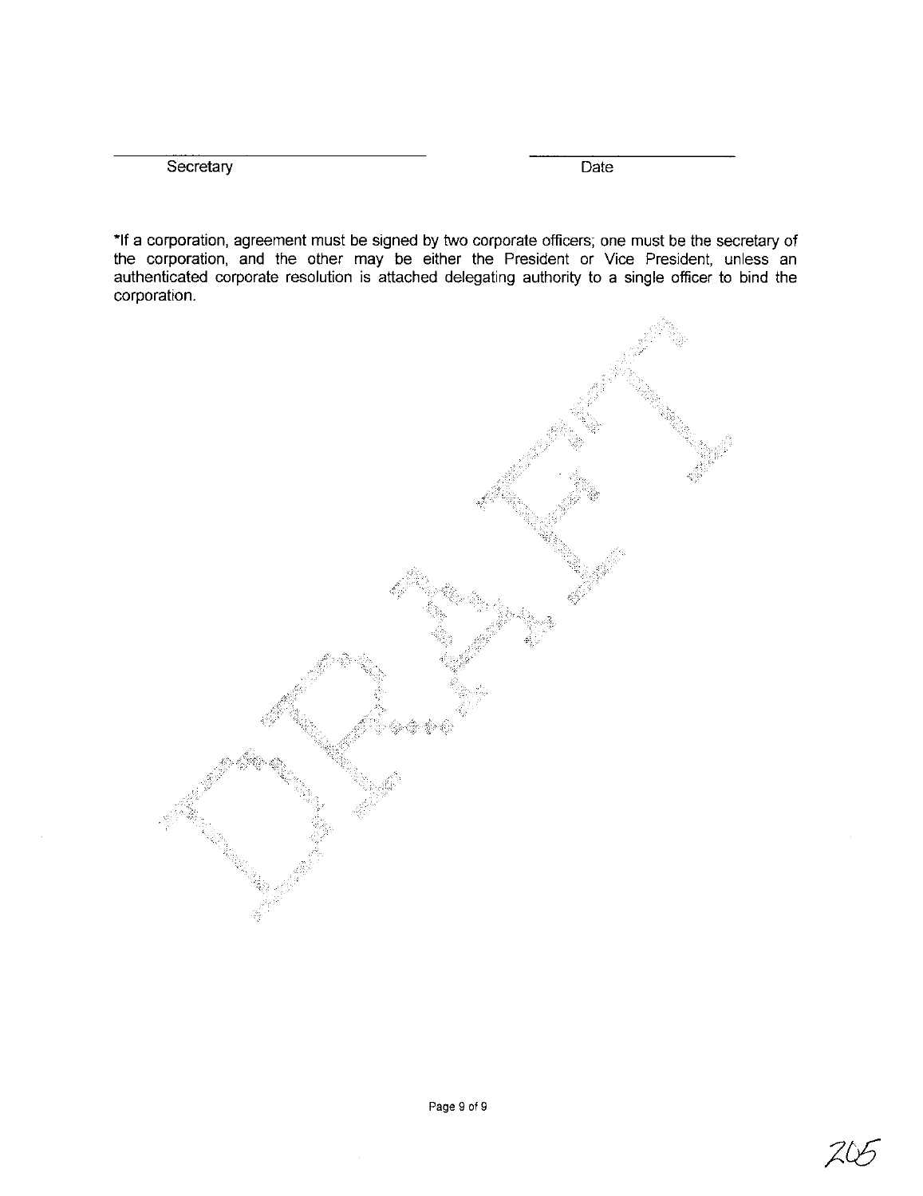______________________________ ______________________

Secretary Date

*If a corporation, agreement must be signed by two corporate officers; one must be the secretary of the corporation, and the other may be either the President or Vice President, unless an authenticated corporate resolution is attached delegating authority to a single officer to bind the corporation.

DRAFT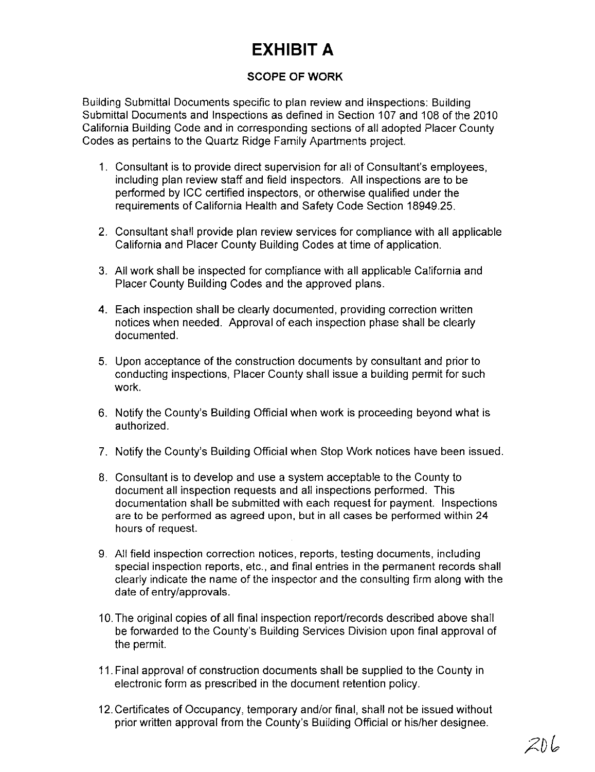# EXHIBIT A

## SCOPE OF WORK

Building Submittal Documents specific to plan review and iInspections: Building Submittal Documents and Inspections as defined in Section 107 and 108 of the 2010 California Building Code and in corresponding sections of all adopted Placer County Codes as pertains to the Quartz Ridge Family Apartments project.

1. Consultant is to provide direct supervision for all of Consultant's employees, including plan review staff and field inspectors. All inspections are to be performed by ICC certified inspectors, or otherwise qualified under the requirements of California Health and Safety Code Section 18949.25.

2. Consultant shall provide plan review services for compliance with all applicable California and Placer County Building Codes at time of application.

3. All work shall be inspected for compliance with all applicable California and Placer County Building Codes and the approved plans.

4. Each inspection shall be clearly documented, providing correction written notices when needed. Approval of each inspection phase shall be clearly documented.

5. Upon acceptance of the construction documents by consultant and prior to conducting inspections, Placer County shall issue a building permit for such work.

6. Notify the County's Building Official when work is proceeding beyond what is authorized.

7. Notify the County's Building Official when Stop Work notices have been issued.

8. Consultant is to develop and use a system acceptable to the County to document all inspection requests and all inspections performed. This documentation shall be submitted with each request for payment. Inspections are to be performed as agreed upon, but in all cases be performed within 24 hours of request.

9. All field inspection correction notices, reports, testing documents, including special inspection reports, etc., and final entries in the permanent records shall clearly indicate the name of the inspector and the consulting firm along with the date of entry/approvals.

10. The original copies of all final inspection report/records described above shall be forwarded to the County's Building Services Division upon final approval of the permit.

11. Final approval of construction documents shall be supplied to the County in electronic form as prescribed in the document retention policy.

12. Certificates of Occupancy, temporary and/or final, shall not be issued without prior written approval from the County's Building Official or his/her designee.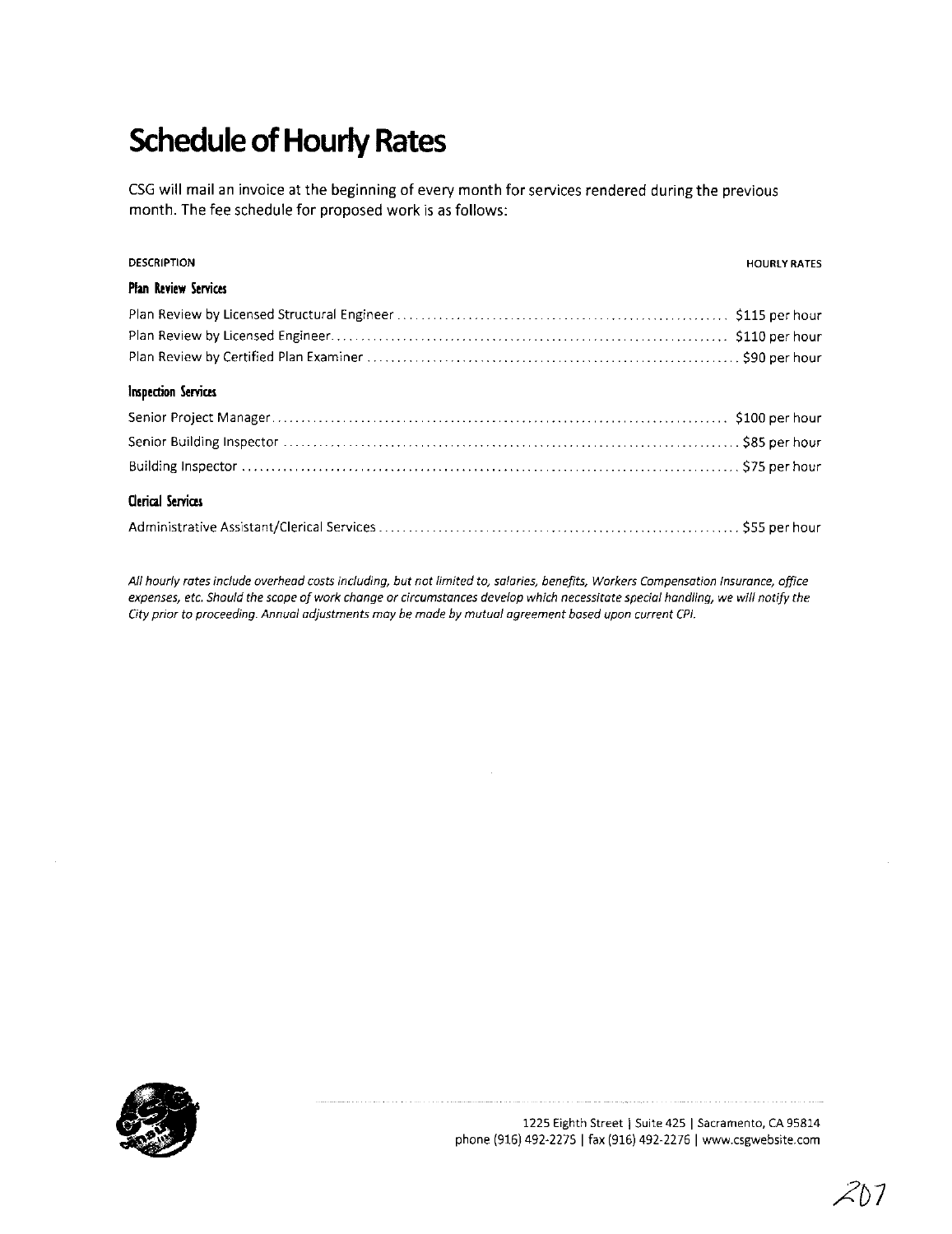# Schedule of Hourly Rates

CSG will mail an invoice at the beginning of every month for services rendered during the previous month. The fee schedule for proposed work is as follows:

| DESCRIPTION | HOURLY RATES |
|---|---|
| **Plan Review Services** | |
| Plan Review by Licensed Structural Engineer | $115 per hour |
| Plan Review by Licensed Engineer | $110 per hour |
| Plan Review by Certified Plan Examiner | $90 per hour |
| **Inspection Services** | |
| Senior Project Manager | $100 per hour |
| Senior Building Inspector | $85 per hour |
| Building Inspector | $75 per hour |
| **Clerical Services** | |
| Administrative Assistant/Clerical Services | $55 per hour |

*All hourly rates include overhead costs including, but not limited to, salaries, benefits, Workers Compensation Insurance, office expenses, etc. Should the scope of work change or circumstances develop which necessitate special handling, we will notify the City prior to proceeding. Annual adjustments may be made by mutual agreement based upon current CPI.*

1225 Eighth Street | Suite 425 | Sacramento, CA 95814
phone (916) 492-2275 | fax (916) 492-2276 | www.csgwebsite.com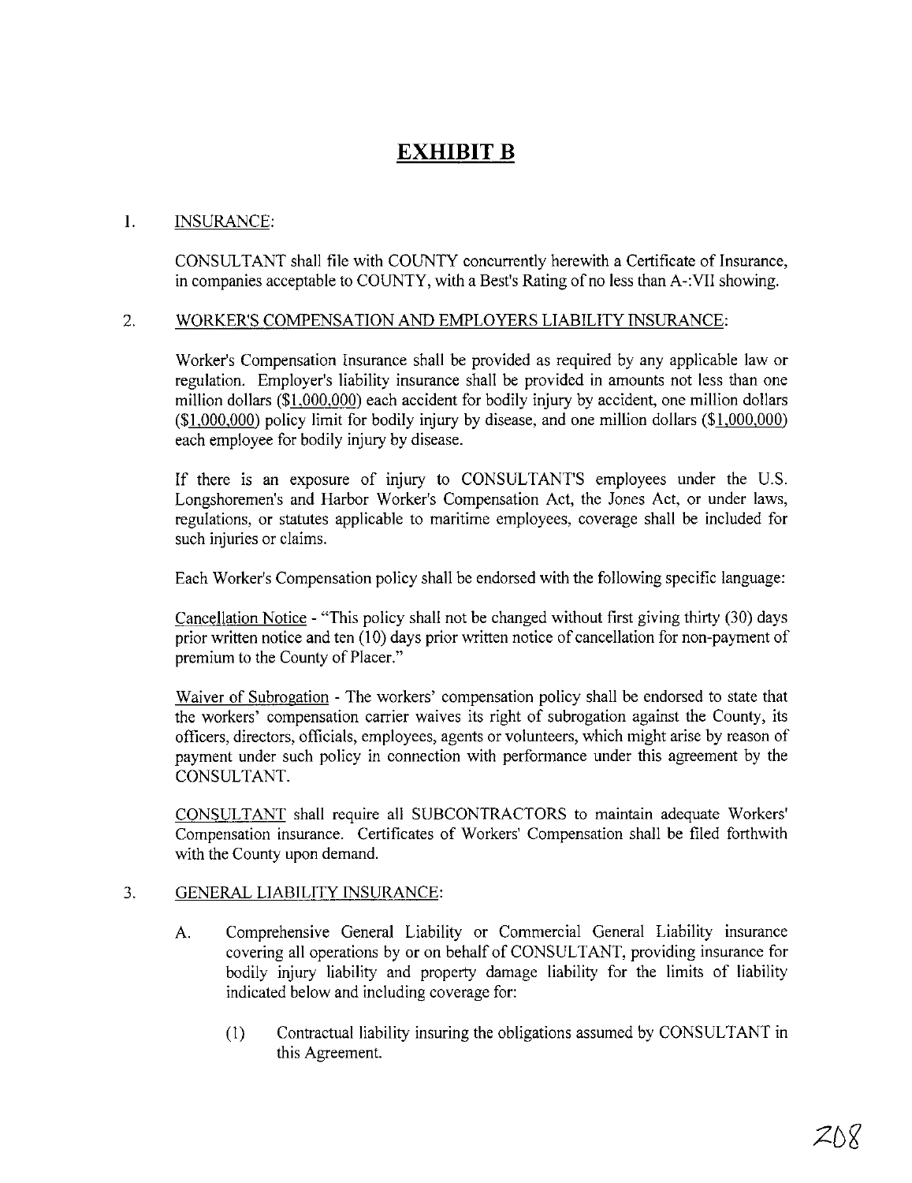# EXHIBIT B

1. INSURANCE:

   CONSULTANT shall file with COUNTY concurrently herewith a Certificate of Insurance, in companies acceptable to COUNTY, with a Best's Rating of no less than A-:VII showing.

2. WORKER'S COMPENSATION AND EMPLOYERS LIABILITY INSURANCE:

   Worker's Compensation Insurance shall be provided as required by any applicable law or regulation. Employer's liability insurance shall be provided in amounts not less than one million dollars ($1,000,000) each accident for bodily injury by accident, one million dollars ($1,000,000) policy limit for bodily injury by disease, and one million dollars ($1,000,000) each employee for bodily injury by disease.

   If there is an exposure of injury to CONSULTANT'S employees under the U.S. Longshoremen's and Harbor Worker's Compensation Act, the Jones Act, or under laws, regulations, or statutes applicable to maritime employees, coverage shall be included for such injuries or claims.

   Each Worker's Compensation policy shall be endorsed with the following specific language:

   Cancellation Notice - "This policy shall not be changed without first giving thirty (30) days prior written notice and ten (10) days prior written notice of cancellation for non-payment of premium to the County of Placer."

   Waiver of Subrogation - The workers' compensation policy shall be endorsed to state that the workers' compensation carrier waives its right of subrogation against the County, its officers, directors, officials, employees, agents or volunteers, which might arise by reason of payment under such policy in connection with performance under this agreement by the CONSULTANT.

   CONSULTANT shall require all SUBCONTRACTORS to maintain adequate Workers' Compensation insurance. Certificates of Workers' Compensation shall be filed forthwith with the County upon demand.

3. GENERAL LIABILITY INSURANCE:

   A. Comprehensive General Liability or Commercial General Liability insurance covering all operations by or on behalf of CONSULTANT, providing insurance for bodily injury liability and property damage liability for the limits of liability indicated below and including coverage for:

      (1) Contractual liability insuring the obligations assumed by CONSULTANT in this Agreement.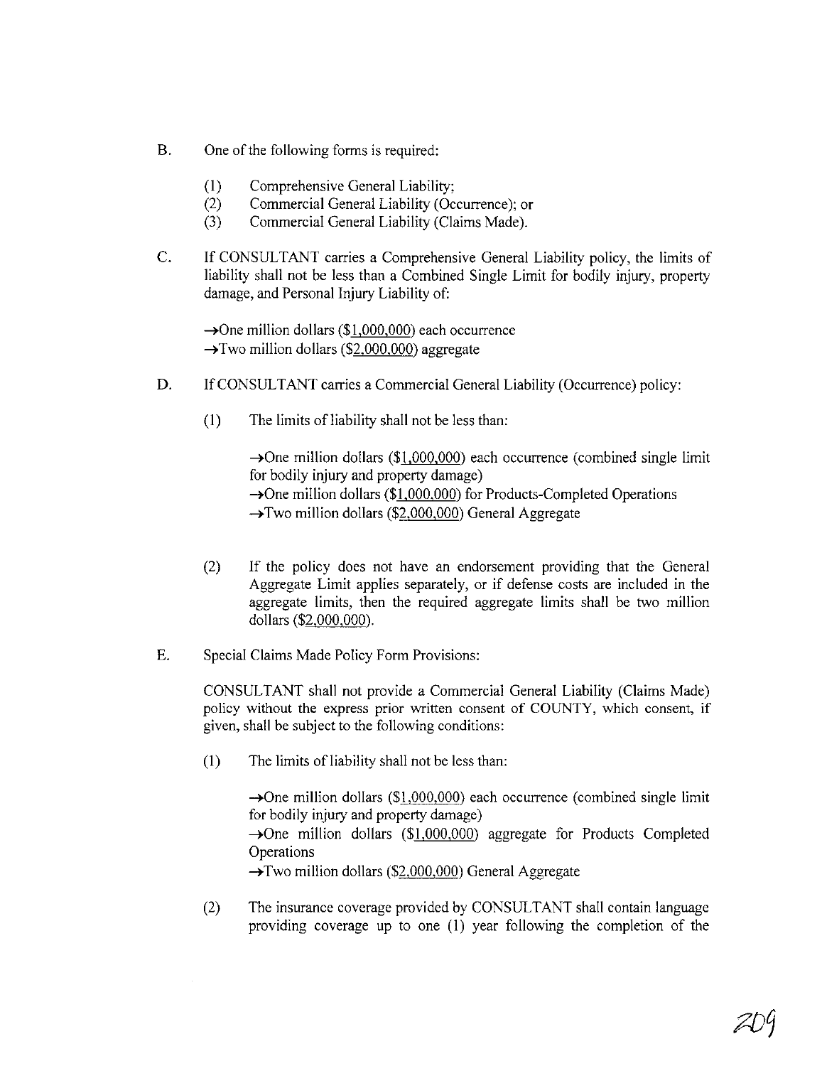B. One of the following forms is required:

   (1) Comprehensive General Liability;
   (2) Commercial General Liability (Occurrence); or
   (3) Commercial General Liability (Claims Made).

C. If CONSULTANT carries a Comprehensive General Liability policy, the limits of liability shall not be less than a Combined Single Limit for bodily injury, property damage, and Personal Injury Liability of:

   →One million dollars ($1,000,000) each occurrence
   →Two million dollars ($2,000,000) aggregate

D. If CONSULTANT carries a Commercial General Liability (Occurrence) policy:

   (1) The limits of liability shall not be less than:

      →One million dollars ($1,000,000) each occurrence (combined single limit for bodily injury and property damage)
      →One million dollars ($1,000,000) for Products-Completed Operations
      →Two million dollars ($2,000,000) General Aggregate

   (2) If the policy does not have an endorsement providing that the General Aggregate Limit applies separately, or if defense costs are included in the aggregate limits, then the required aggregate limits shall be two million dollars ($2,000,000).

E. Special Claims Made Policy Form Provisions:

   CONSULTANT shall not provide a Commercial General Liability (Claims Made) policy without the express prior written consent of COUNTY, which consent, if given, shall be subject to the following conditions:

   (1) The limits of liability shall not be less than:

      →One million dollars ($1,000,000) each occurrence (combined single limit for bodily injury and property damage)
      →One million dollars ($1,000,000) aggregate for Products Completed Operations
      →Two million dollars ($2,000,000) General Aggregate

   (2) The insurance coverage provided by CONSULTANT shall contain language providing coverage up to one (1) year following the completion of the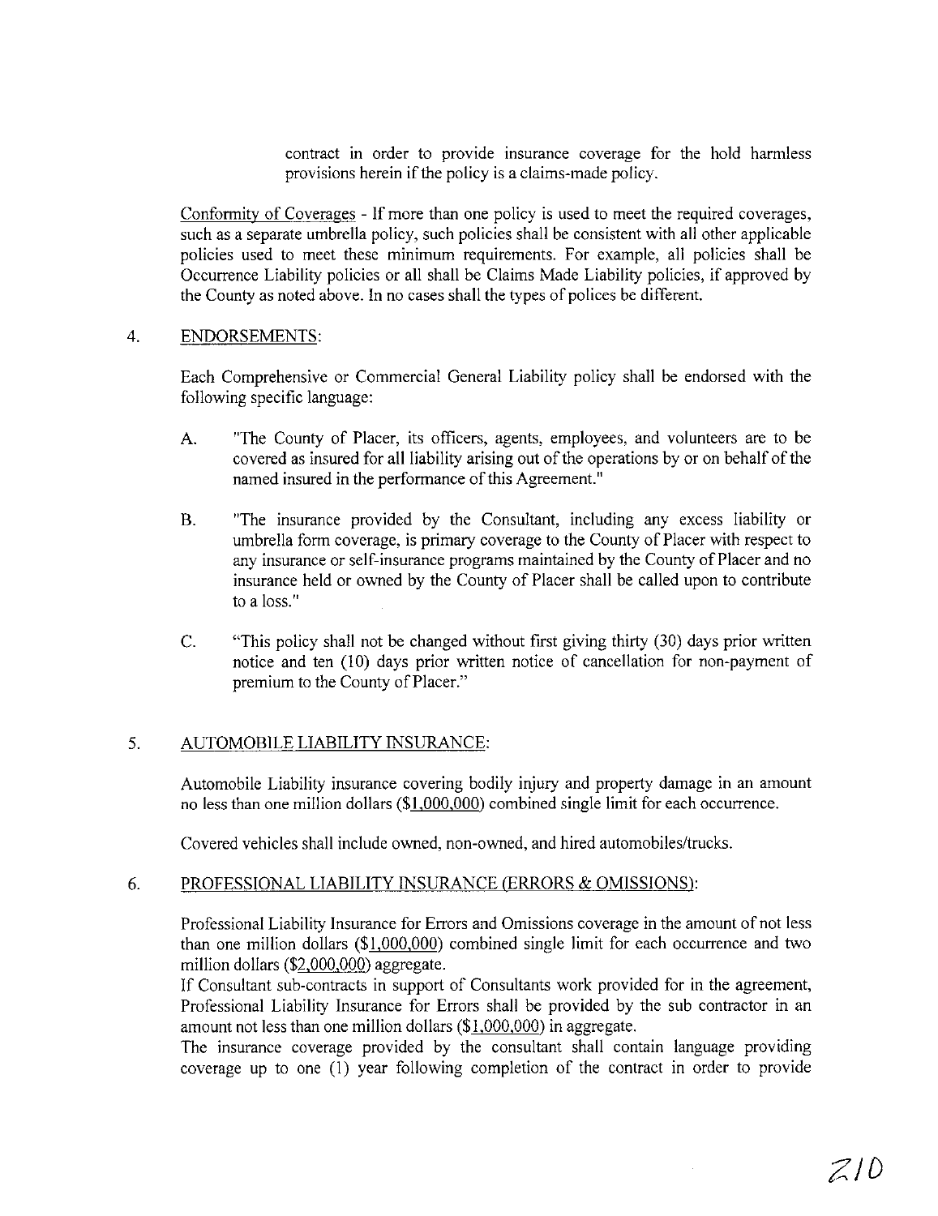contract in order to provide insurance coverage for the hold harmless provisions herein if the policy is a claims-made policy.

Conformity of Coverages - If more than one policy is used to meet the required coverages, such as a separate umbrella policy, such policies shall be consistent with all other applicable policies used to meet these minimum requirements. For example, all policies shall be Occurrence Liability policies or all shall be Claims Made Liability policies, if approved by the County as noted above. In no cases shall the types of polices be different.

4. ENDORSEMENTS:

Each Comprehensive or Commercial General Liability policy shall be endorsed with the following specific language:

A. "The County of Placer, its officers, agents, employees, and volunteers are to be covered as insured for all liability arising out of the operations by or on behalf of the named insured in the performance of this Agreement."

B. "The insurance provided by the Consultant, including any excess liability or umbrella form coverage, is primary coverage to the County of Placer with respect to any insurance or self-insurance programs maintained by the County of Placer and no insurance held or owned by the County of Placer shall be called upon to contribute to a loss."

C. "This policy shall not be changed without first giving thirty (30) days prior written notice and ten (10) days prior written notice of cancellation for non-payment of premium to the County of Placer."

5. AUTOMOBILE LIABILITY INSURANCE:

Automobile Liability insurance covering bodily injury and property damage in an amount no less than one million dollars ($1,000,000) combined single limit for each occurrence.

Covered vehicles shall include owned, non-owned, and hired automobiles/trucks.

6. PROFESSIONAL LIABILITY INSURANCE (ERRORS & OMISSIONS):

Professional Liability Insurance for Errors and Omissions coverage in the amount of not less than one million dollars ($1,000,000) combined single limit for each occurrence and two million dollars ($2,000,000) aggregate.

If Consultant sub-contracts in support of Consultants work provided for in the agreement, Professional Liability Insurance for Errors shall be provided by the sub contractor in an amount not less than one million dollars ($1,000,000) in aggregate.

The insurance coverage provided by the consultant shall contain language providing coverage up to one (1) year following completion of the contract in order to provide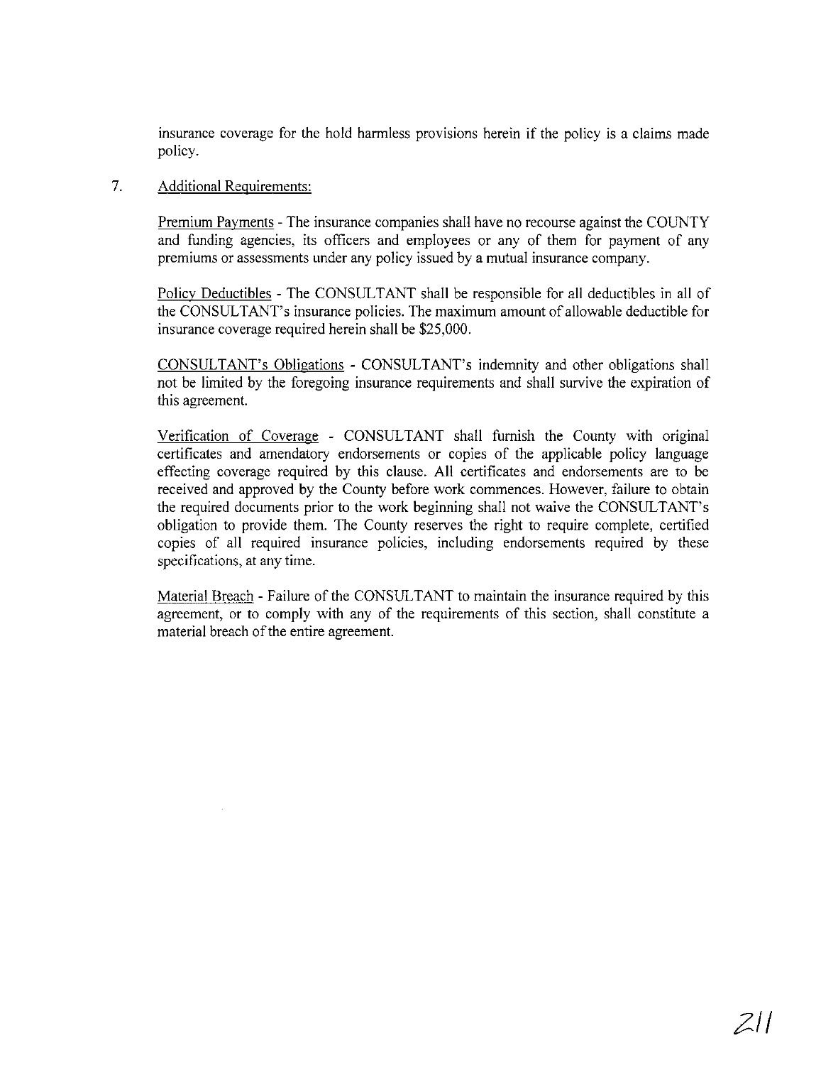insurance coverage for the hold harmless provisions herein if the policy is a claims made policy.

7. Additional Requirements:

Premium Payments - The insurance companies shall have no recourse against the COUNTY and funding agencies, its officers and employees or any of them for payment of any premiums or assessments under any policy issued by a mutual insurance company.

Policy Deductibles - The CONSULTANT shall be responsible for all deductibles in all of the CONSULTANT's insurance policies. The maximum amount of allowable deductible for insurance coverage required herein shall be $25,000.

CONSULTANT's Obligations - CONSULTANT's indemnity and other obligations shall not be limited by the foregoing insurance requirements and shall survive the expiration of this agreement.

Verification of Coverage - CONSULTANT shall furnish the County with original certificates and amendatory endorsements or copies of the applicable policy language effecting coverage required by this clause. All certificates and endorsements are to be received and approved by the County before work commences. However, failure to obtain the required documents prior to the work beginning shall not waive the CONSULTANT's obligation to provide them. The County reserves the right to require complete, certified copies of all required insurance policies, including endorsements required by these specifications, at any time.

Material Breach - Failure of the CONSULTANT to maintain the insurance required by this agreement, or to comply with any of the requirements of this section, shall constitute a material breach of the entire agreement.